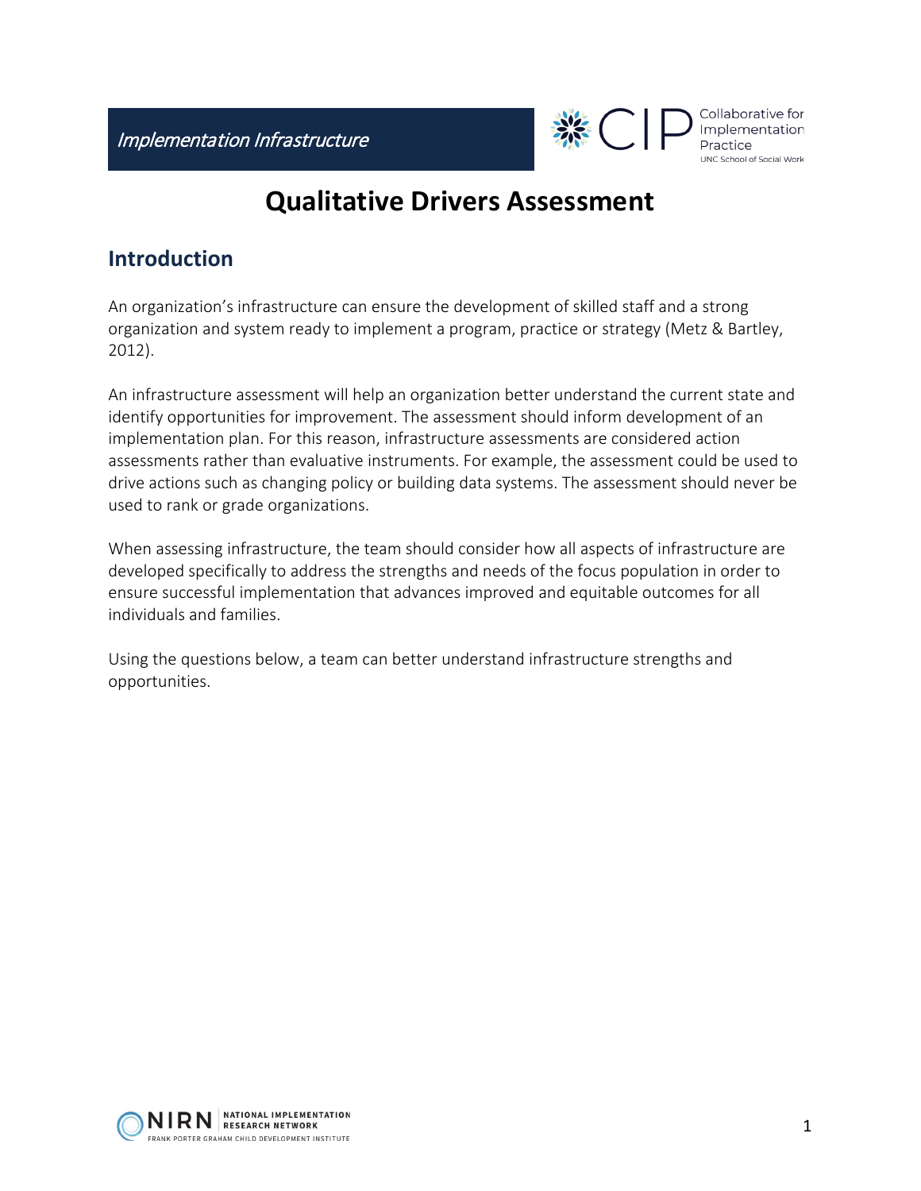*Implementation Infrastructure*

# Qualitative Drivers Assessment

## Introduction

An organization's infrastructure can ensure the development of skilled staff and a strong organization and system ready to implement a program, practice or strategy (Metz & Bartley, 2012).

An infrastructure assessment will help an organization better understand the current state and identify opportunities for improvement. The assessment should inform development of an implementation plan. For this reason, infrastructure assessments are considered action assessments rather than evaluative instruments. For example, the assessment could be used to drive actions such as changing policy or building data systems. The assessment should never be used to rank or grade organizations.

When assessing infrastructure, the team should consider how all aspects of infrastructure are developed specifically to address the strengths and needs of the focus population in order to ensure successful implementation that advances improved and equitable outcomes for all individuals and families.

Using the questions below, a team can better understand infrastructure strengths and opportunities.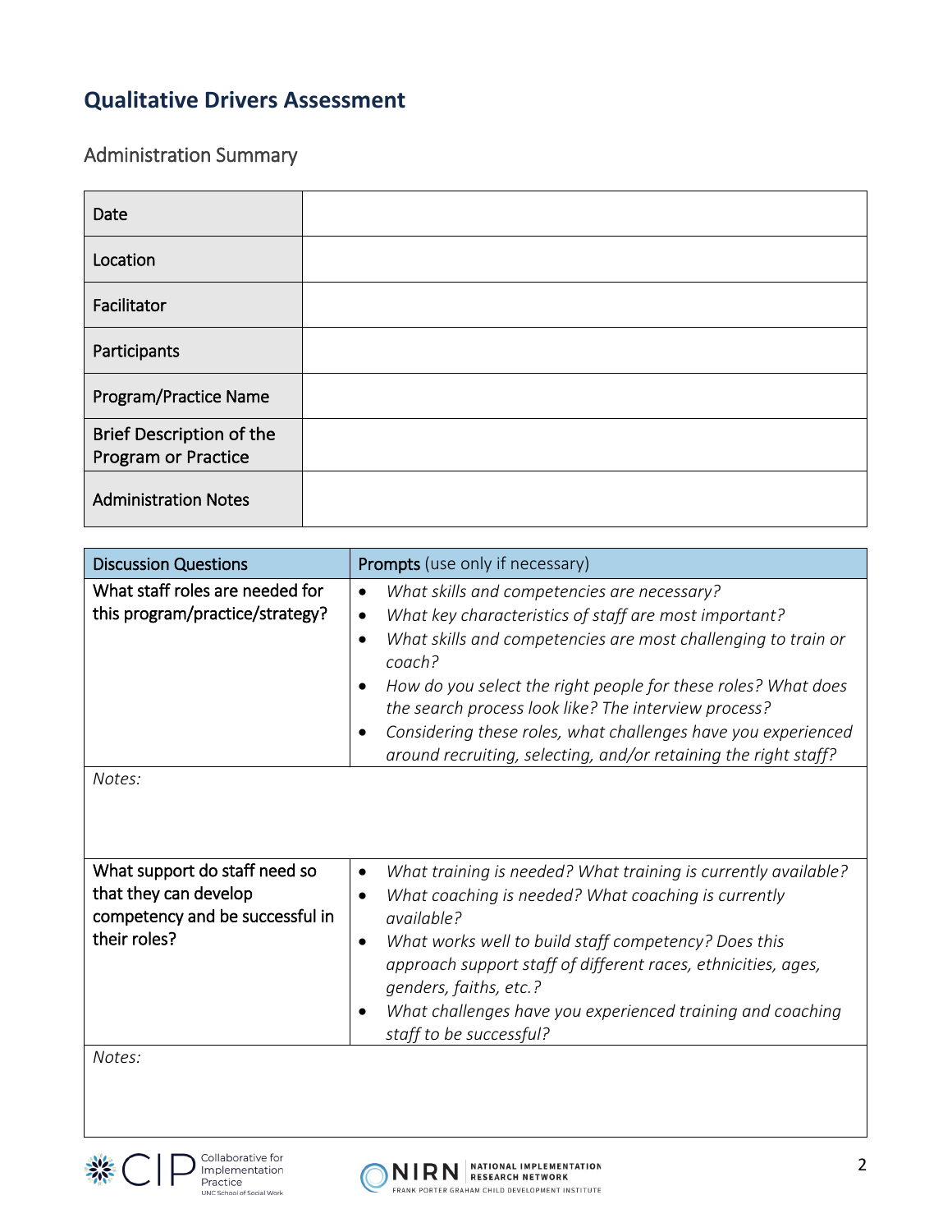## Qualitative Drivers Assessment

### Administration Summary

| | |
|---|---|
| Date | |
| Location | |
| Facilitator | |
| Participants | |
| Program/Practice Name | |
| Brief Description of the Program or Practice | |
| Administration Notes | |

| Discussion Questions | Prompts (use only if necessary) |
|---|---|
| What staff roles are needed for this program/practice/strategy? | • *What skills and competencies are necessary?*<br>• *What key characteristics of staff are most important?*<br>• *What skills and competencies are most challenging to train or coach?*<br>• *How do you select the right people for these roles? What does the search process look like? The interview process?*<br>• *Considering these roles, what challenges have you experienced around recruiting, selecting, and/or retaining the right staff?* |
| *Notes:* | |
| What support do staff need so that they can develop competency and be successful in their roles? | • *What training is needed? What training is currently available?*<br>• *What coaching is needed? What coaching is currently available?*<br>• *What works well to build staff competency? Does this approach support staff of different races, ethnicities, ages, genders, faiths, etc.?*<br>• *What challenges have you experienced training and coaching staff to be successful?* |
| *Notes:* | |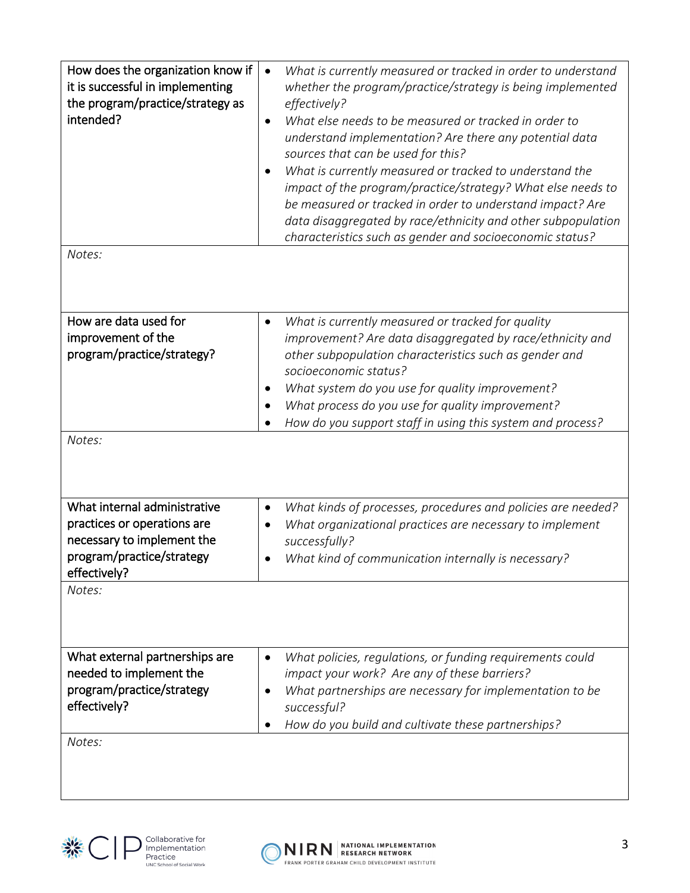| | |
|---|---|
| How does the organization know if it is successful in implementing the program/practice/strategy as intended? | • *What is currently measured or tracked in order to understand whether the program/practice/strategy is being implemented effectively?*<br>• *What else needs to be measured or tracked in order to understand implementation? Are there any potential data sources that can be used for this?*<br>• *What is currently measured or tracked to understand the impact of the program/practice/strategy? What else needs to be measured or tracked in order to understand impact? Are data disaggregated by race/ethnicity and other subpopulation characteristics such as gender and socioeconomic status?* |
| *Notes:* | |
| How are data used for improvement of the program/practice/strategy? | • *What is currently measured or tracked for quality improvement? Are data disaggregated by race/ethnicity and other subpopulation characteristics such as gender and socioeconomic status?*<br>• *What system do you use for quality improvement?*<br>• *What process do you use for quality improvement?*<br>• *How do you support staff in using this system and process?* |
| *Notes:* | |
| What internal administrative practices or operations are necessary to implement the program/practice/strategy effectively? | • *What kinds of processes, procedures and policies are needed?*<br>• *What organizational practices are necessary to implement successfully?*<br>• *What kind of communication internally is necessary?* |
| *Notes:* | |
| What external partnerships are needed to implement the program/practice/strategy effectively? | • *What policies, regulations, or funding requirements could impact your work? Are any of these barriers?*<br>• *What partnerships are necessary for implementation to be successful?*<br>• *How do you build and cultivate these partnerships?* |
| *Notes:* | |